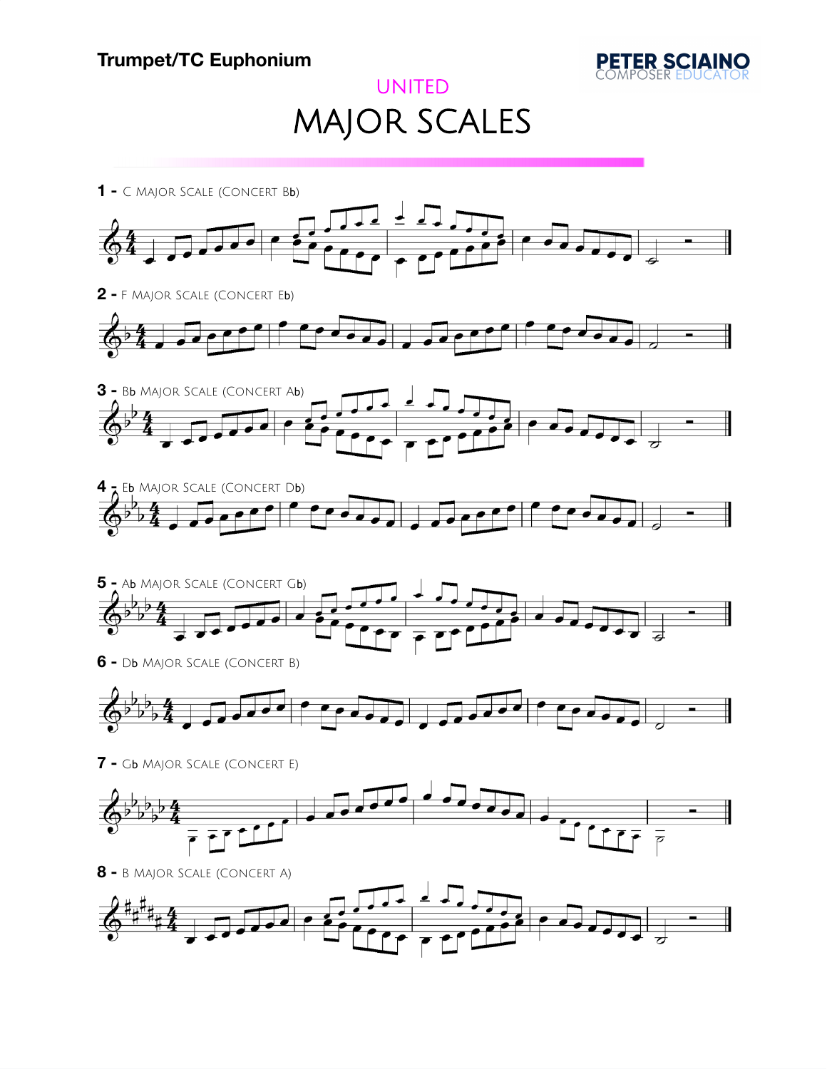Trumpet/TC Euphonium

PETER SCIAINO
COMPOSER EDUCATOR

UNITED

# MAJOR SCALES

**1 -** C Major Scale (Concert Bb)

**2 -** F Major Scale (Concert Eb)

**3 -** Bb Major Scale (Concert Ab)

**4 -** Eb Major Scale (Concert Db)

**5 -** Ab Major Scale (Concert Gb)

**6 -** Db Major Scale (Concert B)

**7 -** Gb Major Scale (Concert E)

**8 -** B Major Scale (Concert A)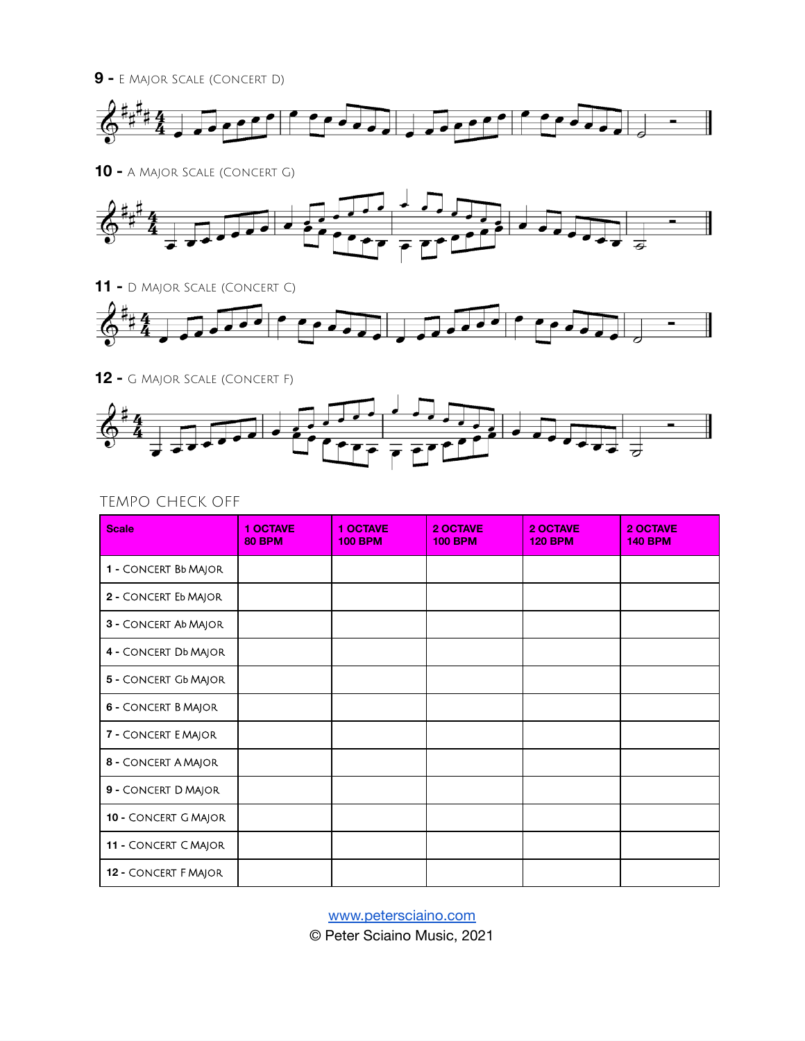**9 -** E Major Scale (Concert D)

**10 -** A Major Scale (Concert G)

**11 -** D Major Scale (Concert C)

**12 -** G Major Scale (Concert F)

TEMPO CHECK OFF

| Scale | 1 OCTAVE 80 BPM | 1 OCTAVE 100 BPM | 2 OCTAVE 100 BPM | 2 OCTAVE 120 BPM | 2 OCTAVE 140 BPM |
|---|---|---|---|---|---|
| **1 -** Concert Bb Major | | | | | |
| **2 -** Concert Eb Major | | | | | |
| **3 -** Concert Ab Major | | | | | |
| **4 -** Concert Db Major | | | | | |
| **5 -** Concert Gb Major | | | | | |
| **6 -** Concert B Major | | | | | |
| **7 -** Concert E Major | | | | | |
| **8 -** Concert A Major | | | | | |
| **9 -** Concert D Major | | | | | |
| **10 -** Concert G Major | | | | | |
| **11 -** Concert C Major | | | | | |
| **12 -** Concert F Major | | | | | |

www.petersciaino.com

© Peter Sciaino Music, 2021